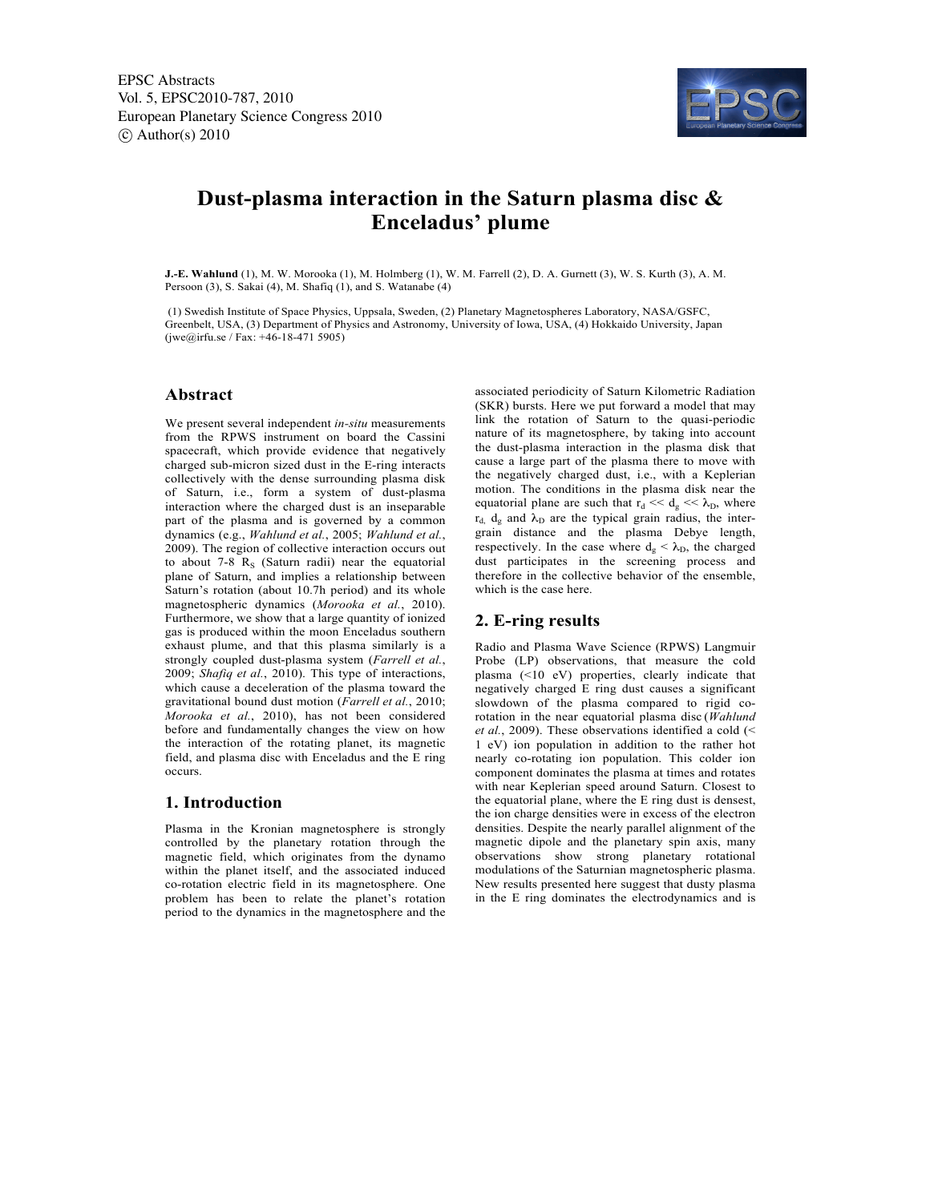# Dust-plasma interaction in the Saturn plasma disc & Enceladus' plume

**J.-E. Wahlund** (1), M. W. Morooka (1), M. Holmberg (1), W. M. Farrell (2), D. A. Gurnett (3), W. S. Kurth (3), A. M. Persoon (3), S. Sakai (4), M. Shafiq (1), and S. Watanabe (4)

(1) Swedish Institute of Space Physics, Uppsala, Sweden, (2) Planetary Magnetospheres Laboratory, NASA/GSFC, Greenbelt, USA, (3) Department of Physics and Astronomy, University of Iowa, USA, (4) Hokkaido University, Japan (jwe@irfu.se / Fax: +46-18-471 5905)

## Abstract

We present several independent *in-situ* measurements from the RPWS instrument on board the Cassini spacecraft, which provide evidence that negatively charged sub-micron sized dust in the E-ring interacts collectively with the dense surrounding plasma disk of Saturn, i.e., form a system of dust-plasma interaction where the charged dust is an inseparable part of the plasma and is governed by a common dynamics (e.g., *Wahlund et al.*, 2005; *Wahlund et al.*, 2009). The region of collective interaction occurs out to about 7-8 $R_S$ (Saturn radii) near the equatorial plane of Saturn, and implies a relationship between Saturn's rotation (about 10.7h period) and its whole magnetospheric dynamics (*Morooka et al.*, 2010). Furthermore, we show that a large quantity of ionized gas is produced within the moon Enceladus southern exhaust plume, and that this plasma similarly is a strongly coupled dust-plasma system (*Farrell et al.*, 2009; *Shafiq et al.*, 2010). This type of interactions, which cause a deceleration of the plasma toward the gravitational bound dust motion (*Farrell et al.*, 2010; *Morooka et al.*, 2010), has not been considered before and fundamentally changes the view on how the interaction of the rotating planet, its magnetic field, and plasma disc with Enceladus and the E ring occurs.

## 1. Introduction

Plasma in the Kronian magnetosphere is strongly controlled by the planetary rotation through the magnetic field, which originates from the dynamo within the planet itself, and the associated induced co-rotation electric field in its magnetosphere. One problem has been to relate the planet's rotation period to the dynamics in the magnetosphere and the associated periodicity of Saturn Kilometric Radiation (SKR) bursts. Here we put forward a model that may link the rotation of Saturn to the quasi-periodic nature of its magnetosphere, by taking into account the dust-plasma interaction in the plasma disk that cause a large part of the plasma there to move with the negatively charged dust, i.e., with a Keplerian motion. The conditions in the plasma disk near the equatorial plane are such that $r_d << d_g << \lambda_D$, where $r_d$, $d_g$ and $\lambda_D$ are the typical grain radius, the inter-grain distance and the plasma Debye length, respectively. In the case where $d_g < \lambda_D$, the charged dust participates in the screening process and therefore in the collective behavior of the ensemble, which is the case here.

## 2. E-ring results

Radio and Plasma Wave Science (RPWS) Langmuir Probe (LP) observations, that measure the cold plasma (<10 eV) properties, clearly indicate that negatively charged E ring dust causes a significant slowdown of the plasma compared to rigid co-rotation in the near equatorial plasma disc (*Wahlund et al.*, 2009). These observations identified a cold (< 1 eV) ion population in addition to the rather hot nearly co-rotating ion population. This colder ion component dominates the plasma at times and rotates with near Keplerian speed around Saturn. Closest to the equatorial plane, where the E ring dust is densest, the ion charge densities were in excess of the electron densities. Despite the nearly parallel alignment of the magnetic dipole and the planetary spin axis, many observations show strong planetary rotational modulations of the Saturnian magnetospheric plasma. New results presented here suggest that dusty plasma in the E ring dominates the electrodynamics and is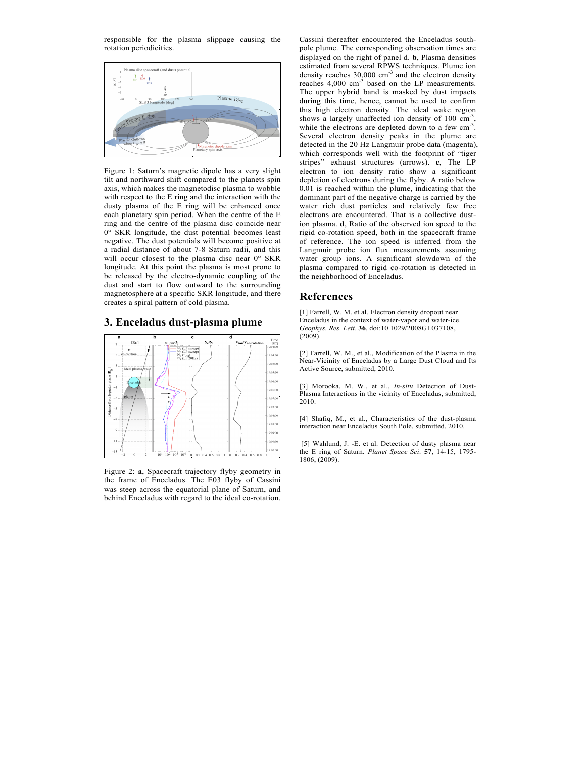responsible for the plasma slippage causing the rotation periodicities.

Plasma disc spacecraft (and dust) potential

$U_{SC}$ [V]

E04 E06 E13 E05

SLS 3 longitude [deg]

Plasma Disc

Dusty Plasma E-ring

Plasma Outflows when $U_{SC} \approx 0$

Magnetic dipole axis

Planetary spin axis

Figure 1: Saturn's magnetic dipole has a very slight tilt and northward shift compared to the planets spin axis, which makes the magnetodisc plasma to wobble with respect to the E ring and the interaction with the dusty plasma of the E ring will be enhanced once each planetary spin period. When the centre of the E ring and the centre of the plasma disc coincide near 0° SKR longitude, the dust potential becomes least negative. The dust potentials will become positive at a radial distance of about 7-8 Saturn radii, and this will occur closest to the plasma disc near 0° SKR longitude. At this point the plasma is most prone to be released by the electro-dynamic coupling of the dust and start to flow outward to the surrounding magnetosphere at a specific SKR longitude, and there creates a spiral pattern of cold plasma.

## 3. Enceladus dust-plasma plume

a b c d

[$R_E$] N [cm$^{-3}$] $N_e/N_i$ $V_{ion}/V_{co\text{-}rotation}$ Time [UT]

co-rotation

Ideal plasma wake

Enceladus

plume

Distance from Equator plane [$R_E$]

$N_i$ (LP sweep)
$N_e$ (LP sweep)
$N_e$ ($f_{UH}$)
$N_e$ (LP 20Hz)

Figure 2: **a**, Spacecraft trajectory flyby geometry in the frame of Enceladus. The E03 flyby of Cassini was steep across the equatorial plane of Saturn, and behind Enceladus with regard to the ideal co-rotation. Cassini thereafter encountered the Enceladus south-pole plume. The corresponding observation times are displayed on the right of panel d. **b**, Plasma densities estimated from several RPWS techniques. Plume ion density reaches 30,000 cm$^{-3}$ and the electron density reaches 4,000 cm$^{-3}$ based on the LP measurements. The upper hybrid band is masked by dust impacts during this time, hence, cannot be used to confirm this high electron density. The ideal wake region shows a largely unaffected ion density of 100 cm$^{-3}$, while the electrons are depleted down to a few cm$^{-3}$. Several electron density peaks in the plume are detected in the 20 Hz Langmuir probe data (magenta), which corresponds well with the footprint of "tiger stripes" exhaust structures (arrows). **c**, The LP electron to ion density ratio show a significant depletion of electrons during the flyby. A ratio below 0.01 is reached within the plume, indicating that the dominant part of the negative charge is carried by the water rich dust particles and relatively few free electrons are encountered. That is a collective dust-ion plasma. **d**, Ratio of the observed ion speed to the rigid co-rotation speed, both in the spacecraft frame of reference. The ion speed is inferred from the Langmuir probe ion flux measurements assuming water group ions. A significant slowdown of the plasma compared to rigid co-rotation is detected in the neighborhood of Enceladus.

## References

[1] Farrell, W. M. et al. Electron density dropout near Enceladus in the context of water-vapor and water-ice. *Geophys. Res. Lett.* **36**, doi:10.1029/2008GL037108, (2009).

[2] Farrell, W. M., et al., Modification of the Plasma in the Near-Vicinity of Enceladus by a Large Dust Cloud and Its Active Source, submitted, 2010.

[3] Morooka, M. W., et al., *In-situ* Detection of Dust-Plasma Interactions in the vicinity of Enceladus, submitted, 2010.

[4] Shafiq, M., et al., Characteristics of the dust-plasma interaction near Enceladus South Pole, submitted, 2010.

[5] Wahlund, J. -E. et al. Detection of dusty plasma near the E ring of Saturn. *Planet Space Sci*. **57**, 14-15, 1795-1806, (2009).